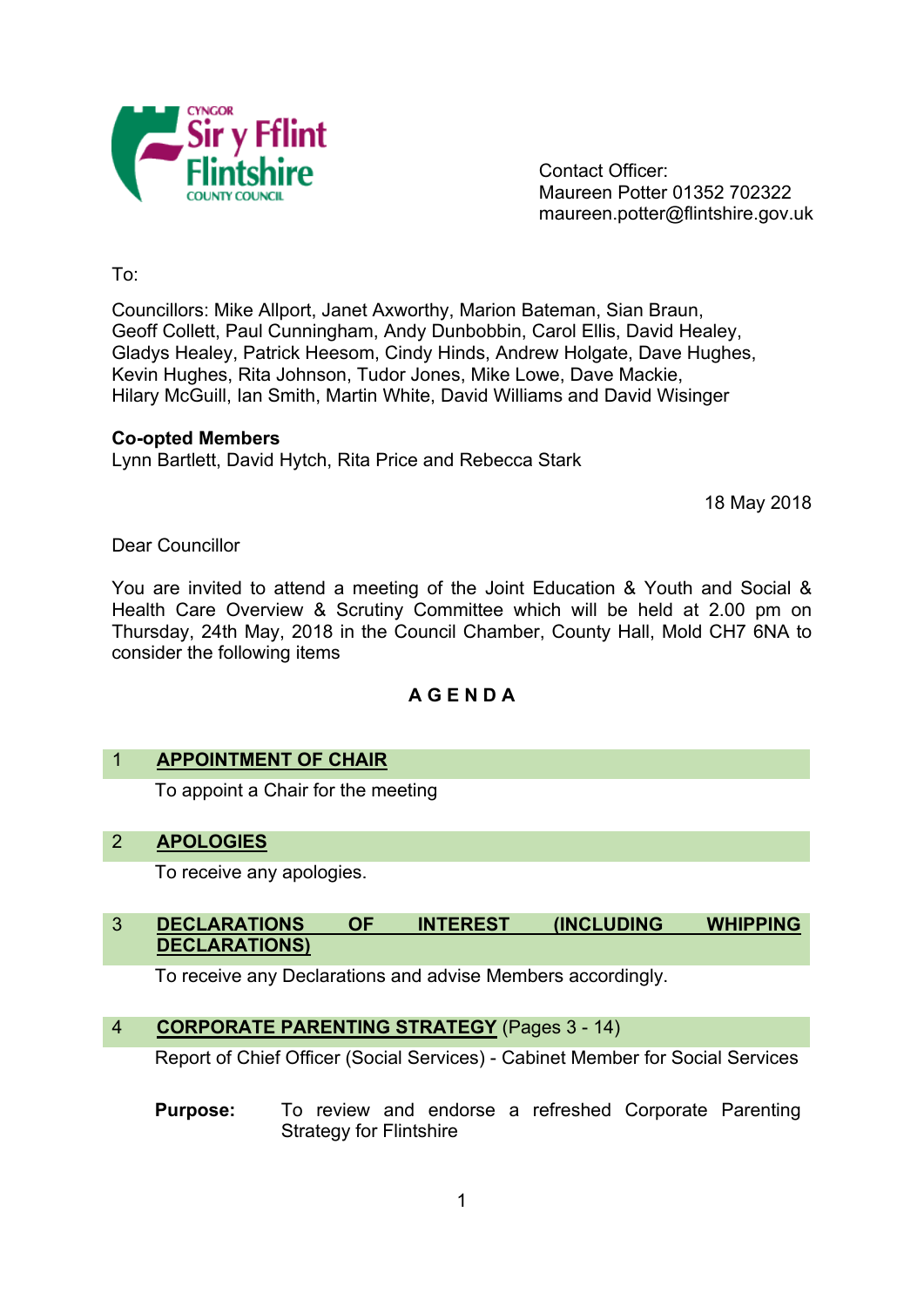CYNGOR Sir y Fflint
Flintshire COUNTY COUNCIL

Contact Officer:
Maureen Potter 01352 702322
maureen.potter@flintshire.gov.uk

To:

Councillors: Mike Allport, Janet Axworthy, Marion Bateman, Sian Braun, Geoff Collett, Paul Cunningham, Andy Dunbobbin, Carol Ellis, David Healey, Gladys Healey, Patrick Heesom, Cindy Hinds, Andrew Holgate, Dave Hughes, Kevin Hughes, Rita Johnson, Tudor Jones, Mike Lowe, Dave Mackie, Hilary McGuill, Ian Smith, Martin White, David Williams and David Wisinger

**Co-opted Members**
Lynn Bartlett, David Hytch, Rita Price and Rebecca Stark

18 May 2018

Dear Councillor

You are invited to attend a meeting of the Joint Education & Youth and Social & Health Care Overview & Scrutiny Committee which will be held at 2.00 pm on Thursday, 24th May, 2018 in the Council Chamber, County Hall, Mold CH7 6NA to consider the following items

# A G E N D A

## 1 APPOINTMENT OF CHAIR

To appoint a Chair for the meeting

## 2 APOLOGIES

To receive any apologies.

## 3 DECLARATIONS OF INTEREST (INCLUDING WHIPPING DECLARATIONS)

To receive any Declarations and advise Members accordingly.

## 4 CORPORATE PARENTING STRATEGY (Pages 3 - 14)

Report of Chief Officer (Social Services) - Cabinet Member for Social Services

**Purpose:** To review and endorse a refreshed Corporate Parenting Strategy for Flintshire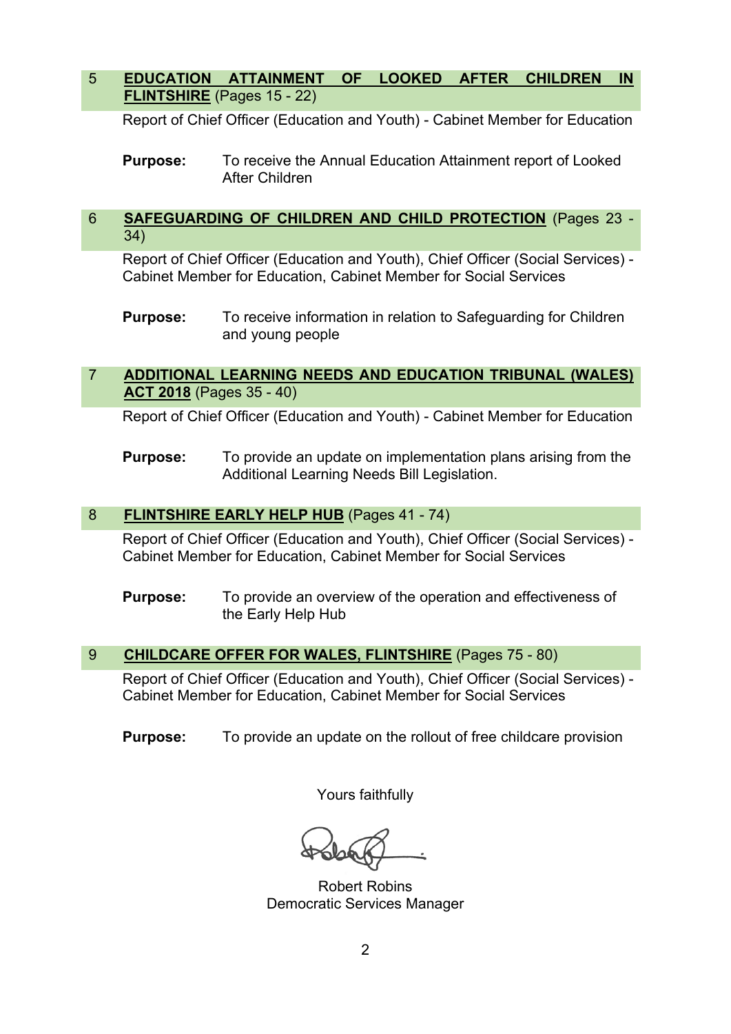5 **EDUCATION ATTAINMENT OF LOOKED AFTER CHILDREN IN FLINTSHIRE** (Pages 15 - 22)

Report of Chief Officer (Education and Youth) - Cabinet Member for Education

**Purpose:** To receive the Annual Education Attainment report of Looked After Children

6 **SAFEGUARDING OF CHILDREN AND CHILD PROTECTION** (Pages 23 - 34)

Report of Chief Officer (Education and Youth), Chief Officer (Social Services) - Cabinet Member for Education, Cabinet Member for Social Services

**Purpose:** To receive information in relation to Safeguarding for Children and young people

7 **ADDITIONAL LEARNING NEEDS AND EDUCATION TRIBUNAL (WALES) ACT 2018** (Pages 35 - 40)

Report of Chief Officer (Education and Youth) - Cabinet Member for Education

**Purpose:** To provide an update on implementation plans arising from the Additional Learning Needs Bill Legislation.

8 **FLINTSHIRE EARLY HELP HUB** (Pages 41 - 74)

Report of Chief Officer (Education and Youth), Chief Officer (Social Services) - Cabinet Member for Education, Cabinet Member for Social Services

**Purpose:** To provide an overview of the operation and effectiveness of the Early Help Hub

9 **CHILDCARE OFFER FOR WALES, FLINTSHIRE** (Pages 75 - 80)

Report of Chief Officer (Education and Youth), Chief Officer (Social Services) - Cabinet Member for Education, Cabinet Member for Social Services

**Purpose:** To provide an update on the rollout of free childcare provision

Yours faithfully

Robert Robins
Democratic Services Manager